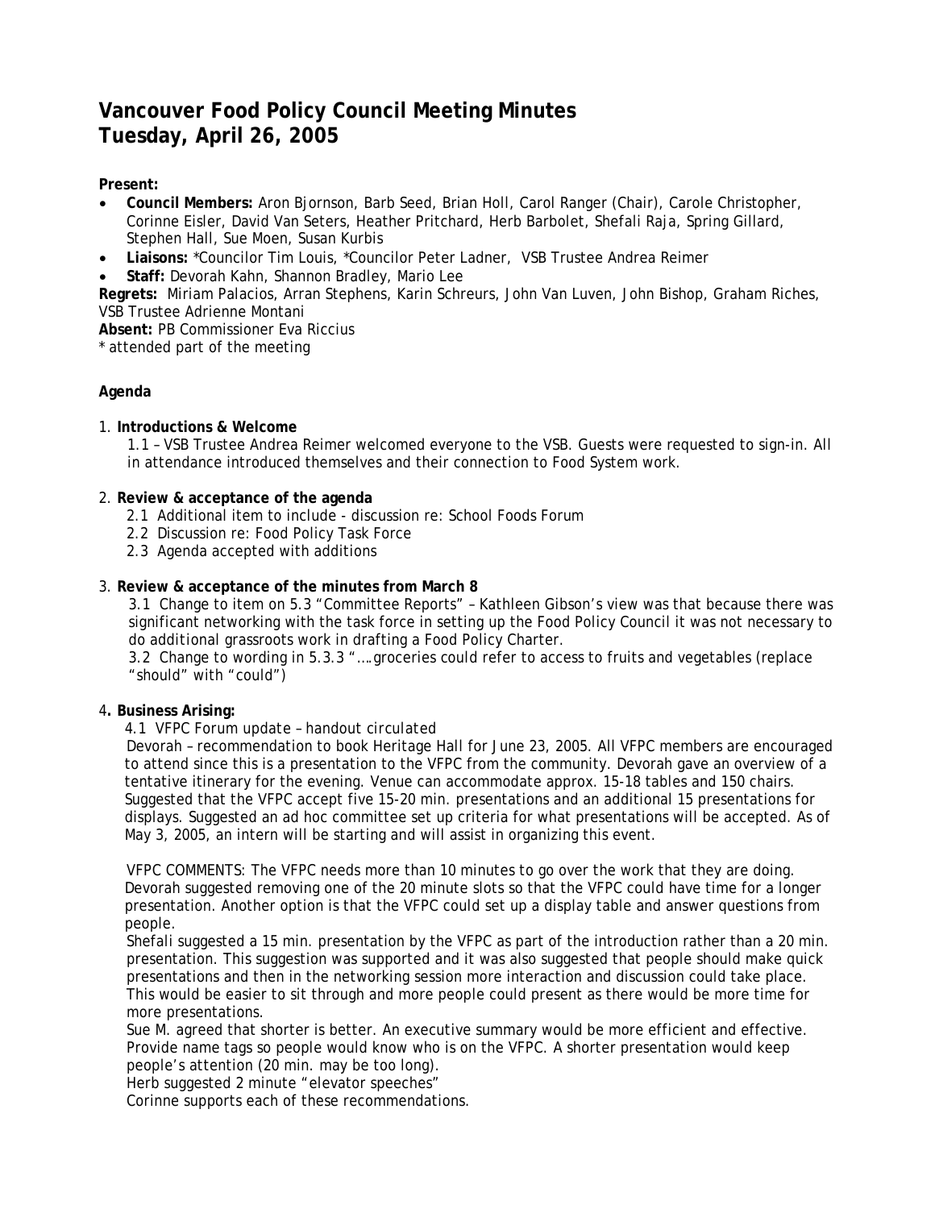# Vancouver Food Policy Council Meeting Minutes
# Tuesday, April 26, 2005

**Present:**

- **Council Members:** Aron Bjornson, Barb Seed, Brian Holl, Carol Ranger (Chair), Carole Christopher, Corinne Eisler, David Van Seters, Heather Pritchard, Herb Barbolet, Shefali Raja, Spring Gillard, Stephen Hall, Sue Moen, Susan Kurbis
- **Liaisons:** *Councilor Tim Louis, *Councilor Peter Ladner, VSB Trustee Andrea Reimer
- **Staff:** Devorah Kahn, Shannon Bradley, Mario Lee

**Regrets:** Miriam Palacios, Arran Stephens, Karin Schreurs, John Van Luven, John Bishop, Graham Riches, VSB Trustee Adrienne Montani

**Absent:** PB Commissioner Eva Riccius

\* attended part of the meeting

**Agenda**

1. **Introductions & Welcome**

   1.1 – VSB Trustee Andrea Reimer welcomed everyone to the VSB. Guests were requested to sign-in. All in attendance introduced themselves and their connection to Food System work.

2. **Review & acceptance of the agenda**

   2.1 Additional item to include - discussion re: School Foods Forum

   2.2 Discussion re: Food Policy Task Force

   2.3 Agenda accepted with additions

3. **Review & acceptance of the minutes from March 8**

   3.1 Change to item on 5.3 "Committee Reports" – Kathleen Gibson's view was that because there was significant networking with the task force in setting up the Food Policy Council it was not necessary to do additional grassroots work in drafting a Food Policy Charter.

   3.2 Change to wording in 5.3.3 "….groceries could refer to access to fruits and vegetables (replace "should" with "could")

4. **Business Arising:**

   4.1 VFPC Forum update – handout circulated

   Devorah – recommendation to book Heritage Hall for June 23, 2005. All VFPC members are encouraged to attend since this is a presentation to the VFPC from the community. Devorah gave an overview of a tentative itinerary for the evening. Venue can accommodate approx. 15-18 tables and 150 chairs. Suggested that the VFPC accept five 15-20 min. presentations and an additional 15 presentations for displays. Suggested an ad hoc committee set up criteria for what presentations will be accepted. As of May 3, 2005, an intern will be starting and will assist in organizing this event.

   VFPC COMMENTS: The VFPC needs more than 10 minutes to go over the work that they are doing. Devorah suggested removing one of the 20 minute slots so that the VFPC could have time for a longer presentation. Another option is that the VFPC could set up a display table and answer questions from people.

   Shefali suggested a 15 min. presentation by the VFPC as part of the introduction rather than a 20 min. presentation. This suggestion was supported and it was also suggested that people should make quick presentations and then in the networking session more interaction and discussion could take place. This would be easier to sit through and more people could present as there would be more time for more presentations.

   Sue M. agreed that shorter is better. An executive summary would be more efficient and effective. Provide name tags so people would know who is on the VFPC. A shorter presentation would keep people's attention (20 min. may be too long).

   Herb suggested 2 minute "elevator speeches"

   Corinne supports each of these recommendations.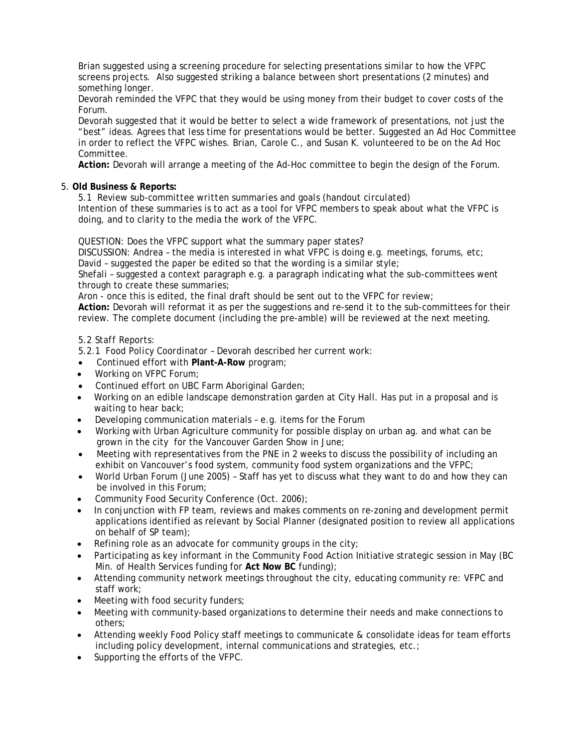Brian suggested using a screening procedure for selecting presentations similar to how the VFPC screens projects. Also suggested striking a balance between short presentations (2 minutes) and something longer.

Devorah reminded the VFPC that they would be using money from their budget to cover costs of the Forum.

Devorah suggested that it would be better to select a wide framework of presentations, not just the "best" ideas. Agrees that less time for presentations would be better. Suggested an Ad Hoc Committee in order to reflect the VFPC wishes. Brian, Carole C., and Susan K. volunteered to be on the Ad Hoc Committee.

**Action:** Devorah will arrange a meeting of the Ad-Hoc committee to begin the design of the Forum.

5. **Old Business & Reports:**

5.1 Review sub-committee written summaries and goals (handout circulated)
Intention of these summaries is to act as a tool for VFPC members to speak about what the VFPC is doing, and to clarity to the media the work of the VFPC.

QUESTION: Does the VFPC support what the summary paper states?
DISCUSSION: Andrea – the media is interested in what VFPC is doing e.g. meetings, forums, etc;
David – suggested the paper be edited so that the wording is a similar style;
Shefali – suggested a context paragraph e.g. a paragraph indicating what the sub-committees went through to create these summaries;
Aron - once this is edited, the final draft should be sent out to the VFPC for review;
**Action:** Devorah will reformat it as per the suggestions and re-send it to the sub-committees for their review. The complete document (including the pre-amble) will be reviewed at the next meeting.

5.2 Staff Reports:

5.2.1 Food Policy Coordinator – Devorah described her current work:

- Continued effort with **Plant-A-Row** program;
- Working on VFPC Forum;
- Continued effort on UBC Farm Aboriginal Garden;
- Working on an edible landscape demonstration garden at City Hall. Has put in a proposal and is waiting to hear back;
- Developing communication materials – e.g. items for the Forum
- Working with Urban Agriculture community for possible display on urban ag. and what can be grown in the city for the Vancouver Garden Show in June;
- Meeting with representatives from the PNE in 2 weeks to discuss the possibility of including an exhibit on Vancouver's food system, community food system organizations and the VFPC;
- World Urban Forum (June 2005) – Staff has yet to discuss what they want to do and how they can be involved in this Forum;
- Community Food Security Conference (Oct. 2006);
- In conjunction with FP team, reviews and makes comments on re-zoning and development permit applications identified as relevant by Social Planner (designated position to review all applications on behalf of SP team);
- Refining role as an advocate for community groups in the city;
- Participating as key informant in the Community Food Action Initiative strategic session in May (BC Min. of Health Services funding for **Act Now BC** funding);
- Attending community network meetings throughout the city, educating community re: VFPC and staff work;
- Meeting with food security funders;
- Meeting with community-based organizations to determine their needs and make connections to others;
- Attending weekly Food Policy staff meetings to communicate & consolidate ideas for team efforts including policy development, internal communications and strategies, etc.;
- Supporting the efforts of the VFPC.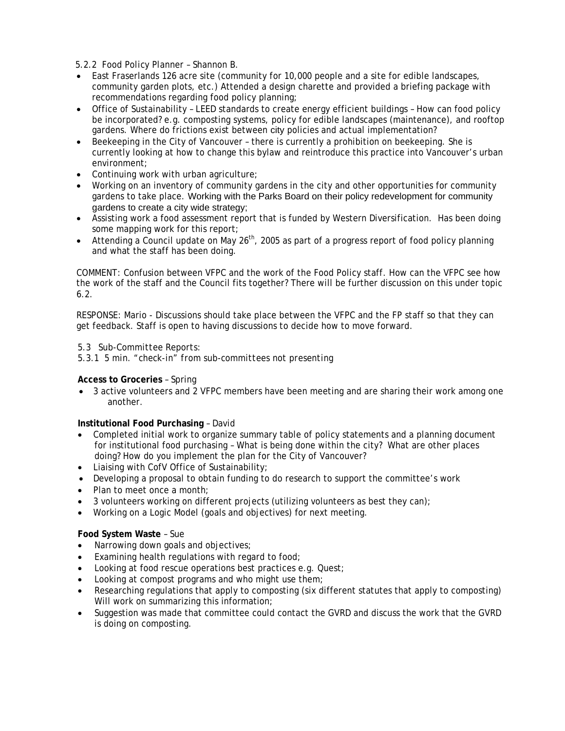5.2.2 Food Policy Planner – Shannon B.

- East Fraserlands 126 acre site (community for 10,000 people and a site for edible landscapes, community garden plots, etc.) Attended a design charette and provided a briefing package with recommendations regarding food policy planning;
- Office of Sustainability – LEED standards to create energy efficient buildings – How can food policy be incorporated? e.g. composting systems, policy for edible landscapes (maintenance), and rooftop gardens. Where do frictions exist between city policies and actual implementation?
- Beekeeping in the City of Vancouver – there is currently a prohibition on beekeeping. She is currently looking at how to change this bylaw and reintroduce this practice into Vancouver's urban environment;
- Continuing work with urban agriculture;
- Working on an inventory of community gardens in the city and other opportunities for community gardens to take place. Working with the Parks Board on their policy redevelopment for community gardens to create a city wide strategy;
- Assisting work a food assessment report that is funded by Western Diversification. Has been doing some mapping work for this report;
- Attending a Council update on May 26th, 2005 as part of a progress report of food policy planning and what the staff has been doing.

COMMENT: Confusion between VFPC and the work of the Food Policy staff. How can the VFPC see how the work of the staff and the Council fits together? There will be further discussion on this under topic 6.2.

RESPONSE: Mario - Discussions should take place between the VFPC and the FP staff so that they can get feedback. Staff is open to having discussions to decide how to move forward.

5.3 Sub-Committee Reports:

5.3.1 5 min. "check-in" from sub-committees not presenting

**Access to Groceries** – Spring

- 3 active volunteers and 2 VFPC members have been meeting and are sharing their work among one another.

**Institutional Food Purchasing** – David

- Completed initial work to organize summary table of policy statements and a planning document for institutional food purchasing – What is being done within the city? What are other places doing? How do you implement the plan for the City of Vancouver?
- Liaising with CofV Office of Sustainability;
- Developing a proposal to obtain funding to do research to support the committee's work
- Plan to meet once a month;
- 3 volunteers working on different projects (utilizing volunteers as best they can);
- Working on a Logic Model (goals and objectives) for next meeting.

**Food System Waste** – Sue

- Narrowing down goals and objectives;
- Examining health regulations with regard to food;
- Looking at food rescue operations best practices e.g. Quest;
- Looking at compost programs and who might use them;
- Researching regulations that apply to composting (six different statutes that apply to composting) Will work on summarizing this information;
- Suggestion was made that committee could contact the GVRD and discuss the work that the GVRD is doing on composting.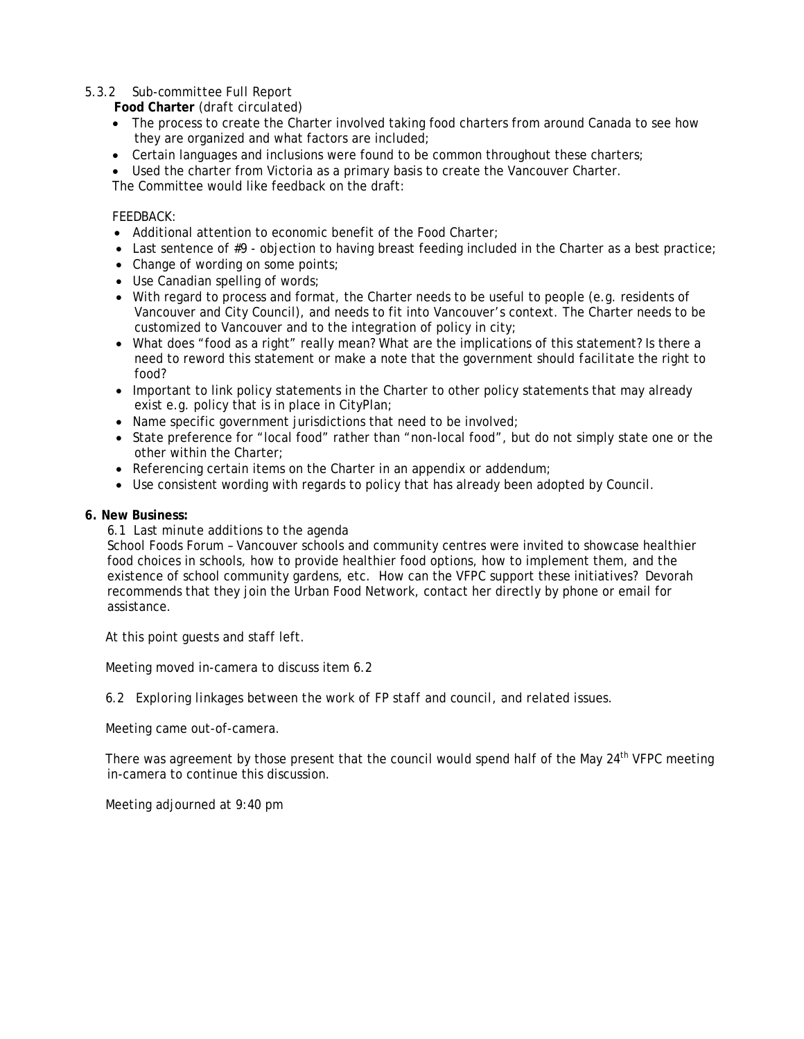5.3.2 Sub-committee Full Report

**Food Charter** (draft circulated)

- The process to create the Charter involved taking food charters from around Canada to see how they are organized and what factors are included;
- Certain languages and inclusions were found to be common throughout these charters;
- Used the charter from Victoria as a primary basis to create the Vancouver Charter.

The Committee would like feedback on the draft:

FEEDBACK:

- Additional attention to economic benefit of the Food Charter;
- Last sentence of #9 - objection to having breast feeding included in the Charter as a best practice;
- Change of wording on some points;
- Use Canadian spelling of words;
- With regard to process and format, the Charter needs to be useful to people (e.g. residents of Vancouver and City Council), and needs to fit into Vancouver's context. The Charter needs to be customized to Vancouver and to the integration of policy in city;
- What does "food as a right" really mean? What are the implications of this statement? Is there a need to reword this statement or make a note that the government should *facilitate* the right to food?
- Important to link policy statements in the Charter to other policy statements that may already exist e.g. policy that is in place in CityPlan;
- Name specific government jurisdictions that need to be involved;
- State preference for "local food" rather than "non-local food", but do not simply state one or the other within the Charter;
- Referencing certain items on the Charter in an appendix or addendum;
- Use consistent wording with regards to policy that has already been adopted by Council.

**6. New Business:**

*6.1 Last minute additions to the agenda*

School Foods Forum – Vancouver schools and community centres were invited to showcase healthier food choices in schools, how to provide healthier food options, how to implement them, and the existence of school community gardens, etc. How can the VFPC support these initiatives? Devorah recommends that they join the Urban Food Network, contact her directly by phone or email for assistance.

At this point guests and staff left.

Meeting moved in-camera to discuss item 6.2

*6.2 Exploring linkages between the work of FP staff and council, and related issues.*

Meeting came out-of-camera.

There was agreement by those present that the council would spend half of the May 24th VFPC meeting in-camera to continue this discussion.

Meeting adjourned at 9:40 pm